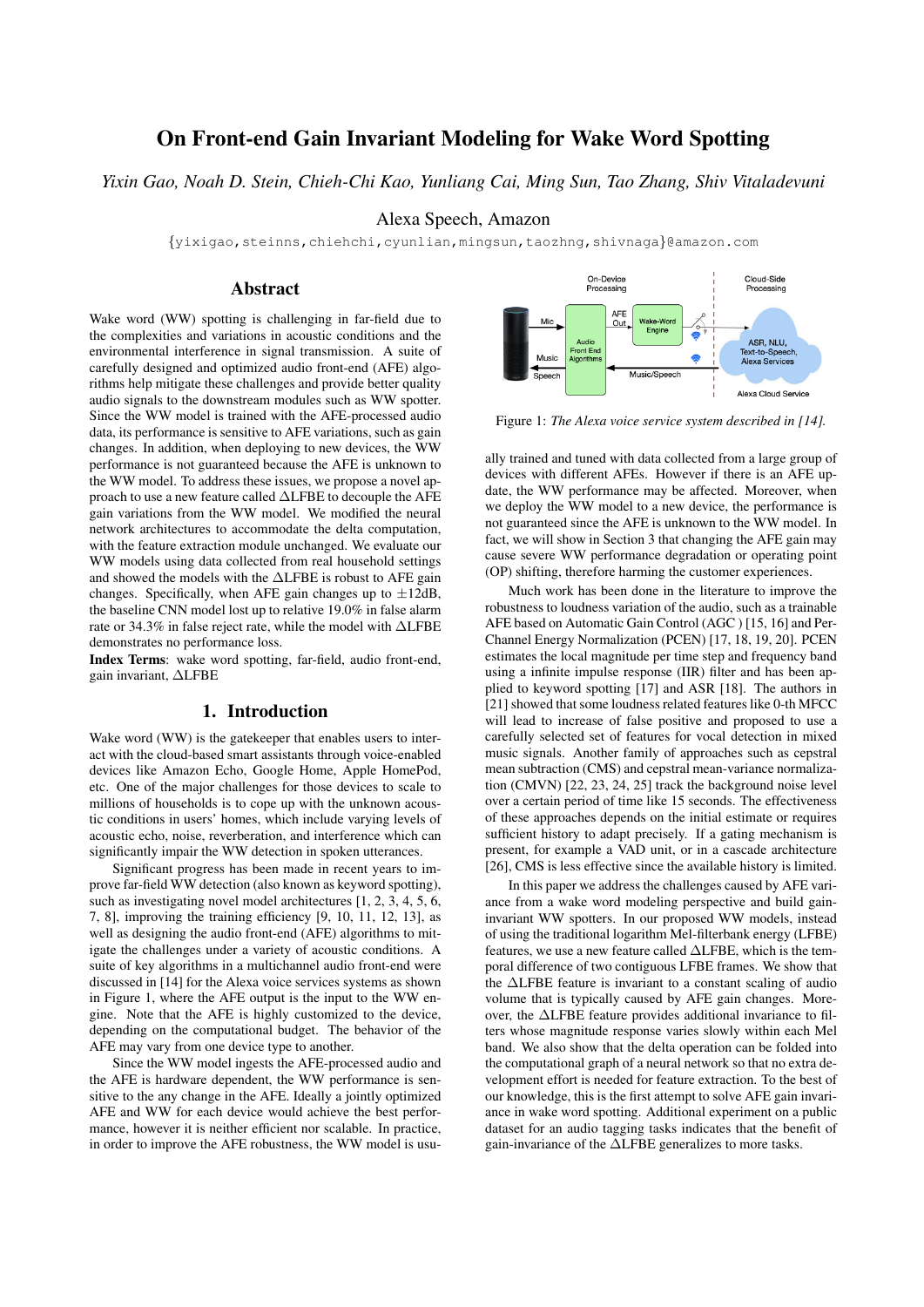# On Front-end Gain Invariant Modeling for Wake Word Spotting

*Yixin Gao, Noah D. Stein, Chieh-Chi Kao, Yunliang Cai, Ming Sun, Tao Zhang, Shiv Vitaladevuni*

Alexa Speech, Amazon

{yixigao,steinns,chiehchi,cyunlian,mingsun,taozhng,shivnaga}@amazon.com

## Abstract

Wake word (WW) spotting is challenging in far-field due to the complexities and variations in acoustic conditions and the environmental interference in signal transmission. A suite of carefully designed and optimized audio front-end (AFE) algorithms help mitigate these challenges and provide better quality audio signals to the downstream modules such as WW spotter. Since the WW model is trained with the AFE-processed audio data, its performance is sensitive to AFE variations, such as gain changes. In addition, when deploying to new devices, the WW performance is not guaranteed because the AFE is unknown to the WW model. To address these issues, we propose a novel approach to use a new feature called $\Delta$LFBE to decouple the AFE gain variations from the WW model. We modified the neural network architectures to accommodate the delta computation, with the feature extraction module unchanged. We evaluate our WW models using data collected from real household settings and showed the models with the $\Delta$LFBE is robust to AFE gain changes. Specifically, when AFE gain changes up to $\pm$12dB, the baseline CNN model lost up to relative 19.0% in false alarm rate or 34.3% in false reject rate, while the model with $\Delta$LFBE demonstrates no performance loss.

**Index Terms**: wake word spotting, far-field, audio front-end, gain invariant, $\Delta$LFBE

## 1. Introduction

Wake word (WW) is the gatekeeper that enables users to interact with the cloud-based smart assistants through voice-enabled devices like Amazon Echo, Google Home, Apple HomePod, etc. One of the major challenges for those devices to scale to millions of households is to cope up with the unknown acoustic conditions in users' homes, which include varying levels of acoustic echo, noise, reverberation, and interference which can significantly impair the WW detection in spoken utterances.

Significant progress has been made in recent years to improve far-field WW detection (also known as keyword spotting), such as investigating novel model architectures [1, 2, 3, 4, 5, 6, 7, 8], improving the training efficiency [9, 10, 11, 12, 13], as well as designing the audio front-end (AFE) algorithms to mitigate the challenges under a variety of acoustic conditions. A suite of key algorithms in a multichannel audio front-end were discussed in [14] for the Alexa voice services systems as shown in Figure 1, where the AFE output is the input to the WW engine. Note that the AFE is highly customized to the device, depending on the computational budget. The behavior of the AFE may vary from one device type to another.

Since the WW model ingests the AFE-processed audio and the AFE is hardware dependent, the WW performance is sensitive to the any change in the AFE. Ideally a jointly optimized AFE and WW for each device would achieve the best performance, however it is neither efficient nor scalable. In practice, in order to improve the AFE robustness, the WW model is usually trained and tuned with data collected from a large group of devices with different AFEs. However if there is an AFE update, the WW performance may be affected. Moreover, when we deploy the WW model to a new device, the performance is not guaranteed since the AFE is unknown to the WW model. In fact, we will show in Section 3 that changing the AFE gain may cause severe WW performance degradation or operating point (OP) shifting, therefore harming the customer experiences.

Figure 1: *The Alexa voice service system described in [14].*

Much work has been done in the literature to improve the robustness to loudness variation of the audio, such as a trainable AFE based on Automatic Gain Control (AGC ) [15, 16] and Per-Channel Energy Normalization (PCEN) [17, 18, 19, 20]. PCEN estimates the local magnitude per time step and frequency band using a infinite impulse response (IIR) filter and has been applied to keyword spotting [17] and ASR [18]. The authors in [21] showed that some loudness related features like 0-th MFCC will lead to increase of false positive and proposed to use a carefully selected set of features for vocal detection in mixed music signals. Another family of approaches such as cepstral mean subtraction (CMS) and cepstral mean-variance normalization (CMVN) [22, 23, 24, 25] track the background noise level over a certain period of time like 15 seconds. The effectiveness of these approaches depends on the initial estimate or requires sufficient history to adapt precisely. If a gating mechanism is present, for example a VAD unit, or in a cascade architecture [26], CMS is less effective since the available history is limited.

In this paper we address the challenges caused by AFE variance from a wake word modeling perspective and build gain-invariant WW spotters. In our proposed WW models, instead of using the traditional logarithm Mel-filterbank energy (LFBE) features, we use a new feature called $\Delta$LFBE, which is the temporal difference of two contiguous LFBE frames. We show that the $\Delta$LFBE feature is invariant to a constant scaling of audio volume that is typically caused by AFE gain changes. Moreover, the $\Delta$LFBE feature provides additional invariance to filters whose magnitude response varies slowly within each Mel band. We also show that the delta operation can be folded into the computational graph of a neural network so that no extra development effort is needed for feature extraction. To the best of our knowledge, this is the first attempt to solve AFE gain invariance in wake word spotting. Additional experiment on a public dataset for an audio tagging tasks indicates that the benefit of gain-invariance of the $\Delta$LFBE generalizes to more tasks.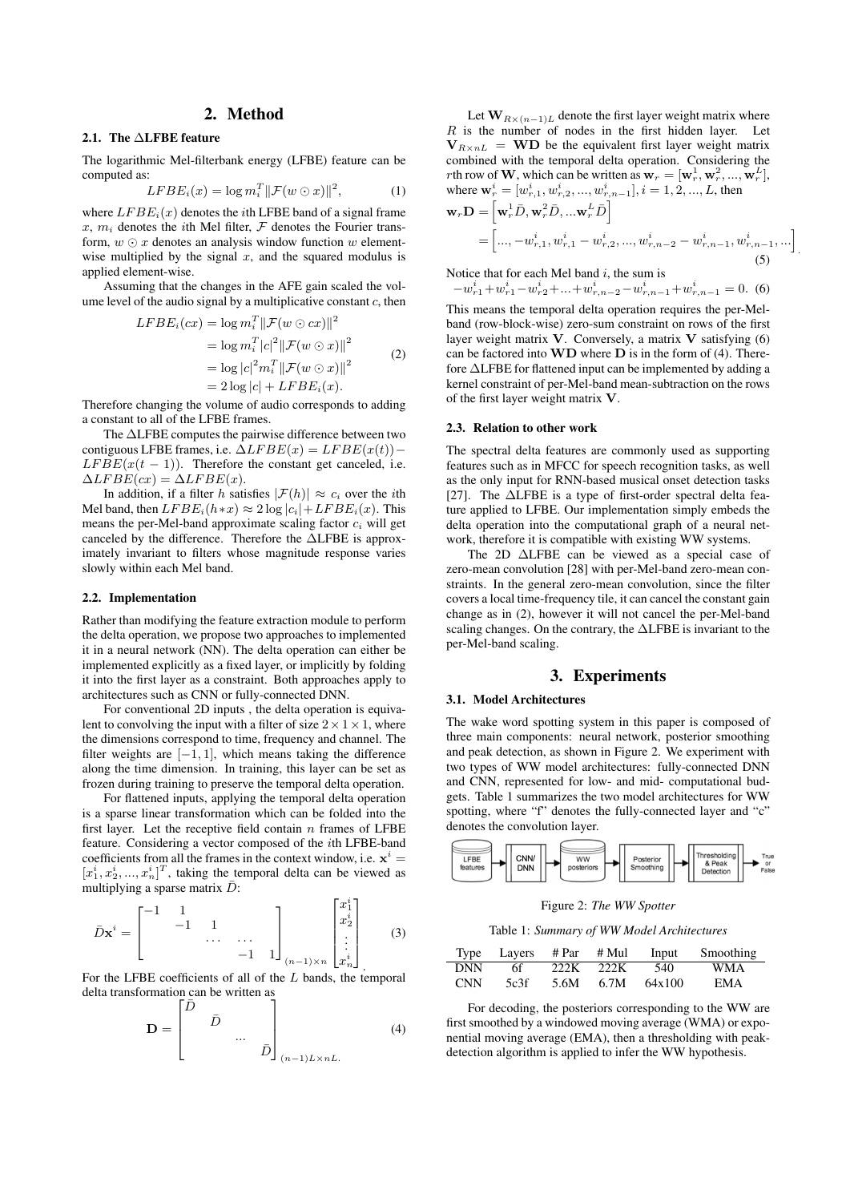## 2. Method

### 2.1. The ΔLFBE feature

The logarithmic Mel-filterbank energy (LFBE) feature can be computed as:

$$LFBE_i(x) = \log m_i^T \|\mathcal{F}(w \odot x)\|^2, \tag{1}$$

where $LFBE_i(x)$ denotes the $i$th LFBE band of a signal frame $x$, $m_i$ denotes the $i$th Mel filter, $\mathcal{F}$ denotes the Fourier transform, $w \odot x$ denotes an analysis window function $w$ element-wise multiplied by the signal $x$, and the squared modulus is applied element-wise.

Assuming that the changes in the AFE gain scaled the volume level of the audio signal by a multiplicative constant $c$, then

$$\begin{aligned} LFBE_i(cx) &= \log m_i^T \|\mathcal{F}(w \odot cx)\|^2 \\ &= \log m_i^T |c|^2 \|\mathcal{F}(w \odot x)\|^2 \\ &= \log |c|^2 m_i^T \|\mathcal{F}(w \odot x)\|^2 \\ &= 2 \log |c| + LFBE_i(x). \end{aligned} \tag{2}$$

Therefore changing the volume of audio corresponds to adding a constant to all of the LFBE frames.

The ΔLFBE computes the pairwise difference between two contiguous LFBE frames, i.e. $\Delta LFBE(x) = LFBE(x(t)) - LFBE(x(t-1))$. Therefore the constant get canceled, i.e. $\Delta LFBE(cx) = \Delta LFBE(x)$.

In addition, if a filter $h$ satisfies $|\mathcal{F}(h)| \approx c_i$ over the $i$th Mel band, then $LFBE_i(h * x) \approx 2 \log |c_i| + LFBE_i(x)$. This means the per-Mel-band approximate scaling factor $c_i$ will get canceled by the difference. Therefore the ΔLFBE is approximately invariant to filters whose magnitude response varies slowly within each Mel band.

### 2.2. Implementation

Rather than modifying the feature extraction module to perform the delta operation, we propose two approaches to implemented it in a neural network (NN). The delta operation can either be implemented explicitly as a fixed layer, or implicitly by folding it into the first layer as a constraint. Both approaches apply to architectures such as CNN or fully-connected DNN.

For conventional 2D inputs , the delta operation is equivalent to convolving the input with a filter of size $2 \times 1 \times 1$, where the dimensions correspond to time, frequency and channel. The filter weights are $[-1, 1]$, which means taking the difference along the time dimension. In training, this layer can be set as frozen during training to preserve the temporal delta operation.

For flattened inputs, applying the temporal delta operation is a sparse linear transformation which can be folded into the first layer. Let the receptive field contain $n$ frames of LFBE feature. Considering a vector composed of the $i$th LFBE-band coefficients from all the frames in the context window, i.e. $\mathbf{x}^i = [x_1^i, x_2^i, ..., x_n^i]^T$, taking the temporal delta can be viewed as multiplying a sparse matrix $\bar{D}$:

$$\bar{D}\mathbf{x}^i = \begin{bmatrix} -1 & 1 & & & \\ & -1 & 1 & & \\ & & \cdots & \cdots & \\ & & & -1 & 1 \end{bmatrix}_{(n-1)\times n} \begin{bmatrix} x_1^i \\ x_2^i \\ \vdots \\ x_n^i \end{bmatrix}. \tag{3}$$

For the LFBE coefficients of all of the $L$ bands, the temporal delta transformation can be written as

$$\mathbf{D} = \begin{bmatrix} \bar{D} & & & \\ & \bar{D} & & \\ & & \cdots & \\ & & & \bar{D} \end{bmatrix}_{(n-1)L \times nL.} \tag{4}$$

Let $\mathbf{W}_{R\times(n-1)L}$ denote the first layer weight matrix where $R$ is the number of nodes in the first hidden layer. Let $\mathbf{V}_{R\times nL} = \mathbf{WD}$ be the equivalent first layer weight matrix combined with the temporal delta operation. Considering the $r$th row of $\mathbf{W}$, which can be written as $\mathbf{w}_r = [\mathbf{w}_r^1, \mathbf{w}_r^2, ..., \mathbf{w}_r^L]$, where $\mathbf{w}_r^i = [w_{r,1}^i, w_{r,2}^i, ..., w_{r,n-1}^i], i = 1, 2, ..., L$, then

$$\begin{aligned} \mathbf{w}_r\mathbf{D} &= \left[\mathbf{w}_r^1\bar{D}, \mathbf{w}_r^2\bar{D}, ...\mathbf{w}_r^L\bar{D}\right] \\ &= \left[..., -w_{r,1}^i, w_{r,1}^i - w_{r,2}^i, ..., w_{r,n-2}^i - w_{r,n-1}^i, w_{r,n-1}^i, ...\right]. \end{aligned} \tag{5}$$

Notice that for each Mel band $i$, the sum is

$$-w_{r1}^i + w_{r1}^i - w_{r2}^i + ... + w_{r,n-2}^i - w_{r,n-1}^i + w_{r,n-1}^i = 0. \tag{6}$$

This means the temporal delta operation requires the per-Mel-band (row-block-wise) zero-sum constraint on rows of the first layer weight matrix $\mathbf{V}$. Conversely, a matrix $\mathbf{V}$ satisfying (6) can be factored into $\mathbf{WD}$ where $\mathbf{D}$ is in the form of (4). Therefore ΔLFBE for flattened input can be implemented by adding a kernel constraint of per-Mel-band mean-subtraction on the rows of the first layer weight matrix $\mathbf{V}$.

### 2.3. Relation to other work

The spectral delta features are commonly used as supporting features such as in MFCC for speech recognition tasks, as well as the only input for RNN-based musical onset detection tasks [27]. The ΔLFBE is a type of first-order spectral delta feature applied to LFBE. Our implementation simply embeds the delta operation into the computational graph of a neural network, therefore it is compatible with existing WW systems.

The 2D ΔLFBE can be viewed as a special case of zero-mean convolution [28] with per-Mel-band zero-mean constraints. In the general zero-mean convolution, since the filter covers a local time-frequency tile, it can cancel the constant gain change as in (2), however it will not cancel the per-Mel-band scaling changes. On the contrary, the ΔLFBE is invariant to the per-Mel-band scaling.

## 3. Experiments

### 3.1. Model Architectures

The wake word spotting system in this paper is composed of three main components: neural network, posterior smoothing and peak detection, as shown in Figure 2. We experiment with two types of WW model architectures: fully-connected DNN and CNN, represented for low- and mid- computational budgets. Table 1 summarizes the two model architectures for WW spotting, where "f" denotes the fully-connected layer and "c" denotes the convolution layer.

LFBE features → CNN/DNN → WW posteriors → Posterior Smoothing → Thresholding & Peak Detection → True or False

Figure 2: *The WW Spotter*

Table 1: *Summary of WW Model Architectures*

| Type | Layers | # Par | # Mul | Input | Smoothing |
|---|---|---|---|---|---|
| DNN | 6f | 222K | 222K | 540 | WMA |
| CNN | 5c3f | 5.6M | 6.7M | 64x100 | EMA |

For decoding, the posteriors corresponding to the WW are first smoothed by a windowed moving average (WMA) or exponential moving average (EMA), then a thresholding with peak-detection algorithm is applied to infer the WW hypothesis.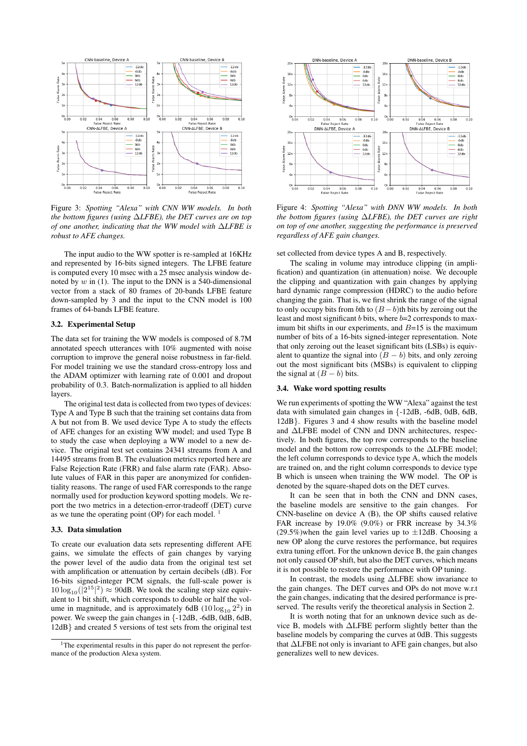Figure 3: *Spotting "Alexa" with CNN WW models. In both the bottom figures (using ΔLFBE), the DET curves are on top of one another, indicating that the WW model with ΔLFBE is robust to AFE changes.*

Figure 4: *Spotting "Alexa" with DNN WW models. In both the bottom figures (using ΔLFBE), the DET curves are right on top of one another, suggesting the performance is preserved regardless of AFE gain changes.*

The input audio to the WW spotter is re-sampled at 16KHz and represented by 16-bits signed integers. The LFBE feature is computed every 10 msec with a 25 msec analysis window denoted by $w$ in (1). The input to the DNN is a 540-dimensional vector from a stack of 80 frames of 20-bands LFBE feature down-sampled by 3 and the input to the CNN model is 100 frames of 64-bands LFBE feature.

### 3.2. Experimental Setup

The data set for training the WW models is composed of 8.7M annotated speech utterances with 10% augmented with noise corruption to improve the general noise robustness in far-field. For model training we use the standard cross-entropy loss and the ADAM optimizer with learning rate of 0.001 and dropout probability of 0.3. Batch-normalization is applied to all hidden layers.

The original test data is collected from two types of devices: Type A and Type B such that the training set contains data from A but not from B. We used device Type A to study the effects of AFE changes for an existing WW model; and used Type B to study the case when deploying a WW model to a new device. The original test set contains 24341 streams from A and 14495 streams from B. The evaluation metrics reported here are False Rejection Rate (FRR) and false alarm rate (FAR). Absolute values of FAR in this paper are anonymized for confidentiality reasons. The range of used FAR corresponds to the range normally used for production keyword spotting models. We report the two metrics in a detection-error-tradeoff (DET) curve as we tune the operating point (OP) for each model. [1]

### 3.3. Data simulation

To create our evaluation data sets representing different AFE gains, we simulate the effects of gain changes by varying the power level of the audio data from the original test set with amplification or attenuation by certain decibels (dB). For 16-bits signed-integer PCM signals, the full-scale power is $10\log_{10}(|2^{15}|^2) \approx 90$dB. We took the scaling step size equivalent to 1 bit shift, which corresponds to double or half the volume in magnitude, and is approximately 6dB ($10\log_{10} 2^2$) in power. We sweep the gain changes in {-12dB, -6dB, 0dB, 6dB, 12dB} and created 5 versions of test sets from the original test set collected from device types A and B, respectively.

The scaling in volume may introduce clipping (in amplification) and quantization (in attenuation) noise. We decouple the clipping and quantization with gain changes by applying hard dynamic range compression (HDRC) to the audio before changing the gain. That is, we first shrink the range of the signal to only occupy bits from $b$th to $(B-b)$th bits by zeroing out the least and most significant $b$ bits, where $b$=2 corresponds to maximum bit shifts in our experiments, and $B$=15 is the maximum number of bits of a 16-bits signed-integer representation. Note that only zeroing out the leaset significant bits (LSBs) is equivalent to quantize the signal into $(B-b)$ bits, and only zeroing out the most significant bits (MSBs) is equivalent to clipping the signal at $(B-b)$ bits.

### 3.4. Wake word spotting results

We run experiments of spotting the WW "Alexa" against the test data with simulated gain changes in {-12dB, -6dB, 0dB, 6dB, 12dB}. Figures 3 and 4 show results with the baseline model and ΔLFBE model of CNN and DNN architectures, respectively. In both figures, the top row corresponds to the baseline model and the bottom row corresponds to the ΔLFBE model; the left column corresponds to device type A, which the models are trained on, and the right column corresponds to device type B which is unseen when training the WW model. The OP is denoted by the square-shaped dots on the DET curves.

It can be seen that in both the CNN and DNN cases, the baseline models are sensitive to the gain changes. For CNN-baseline on device A (B), the OP shifts caused relative FAR increase by 19.0% (9.0%) or FRR increase by 34.3% (29.5%)when the gain level varies up to ±12dB. Choosing a new OP along the curve restores the performance, but requires extra tuning effort. For the unknown device B, the gain changes not only caused OP shift, but also the DET curves, which means it is not possible to restore the performance with OP tuning.

In contrast, the models using ΔLFBE show invariance to the gain changes. The DET curves and OPs do not move w.r.t the gain changes, indicating that the desired performance is preserved. The results verify the theoretical analysis in Section 2.

It is worth noting that for an unknown device such as device B, models with ΔLFBE perform slightly better than the baseline models by comparing the curves at 0dB. This suggests that ΔLFBE not only is invariant to AFE gain changes, but also generalizes well to new devices.

[1] The experimental results in this paper do not represent the performance of the production Alexa system.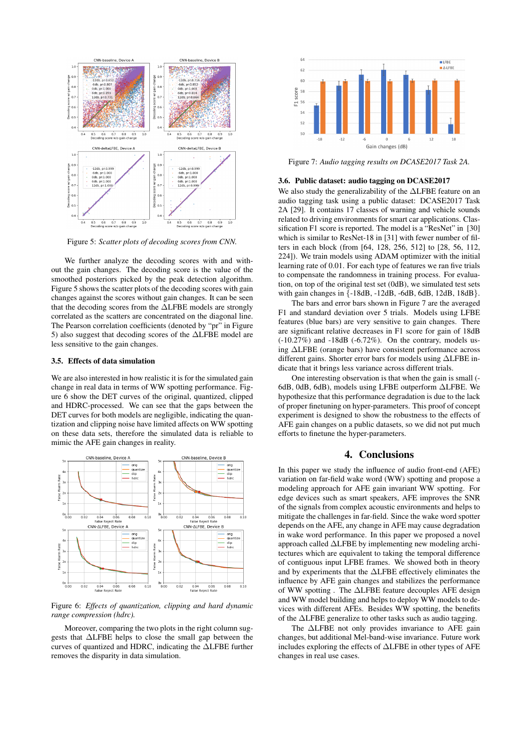Figure 5: *Scatter plots of decoding scores from CNN.*

We further analyze the decoding scores with and without the gain changes. The decoding score is the value of the smoothed posteriors picked by the peak detection algorithm. Figure 5 shows the scatter plots of the decoding scores with gain changes against the scores without gain changes. It can be seen that the decoding scores from the ΔLFBE models are strongly correlated as the scatters are concentrated on the diagonal line. The Pearson correlation coefficients (denoted by "pr" in Figure 5) also suggest that decoding scores of the ΔLFBE model are less sensitive to the gain changes.

### 3.5. Effects of data simulation

We are also interested in how realistic it is for the simulated gain change in real data in terms of WW spotting performance. Figure 6 show the DET curves of the original, quantized, clipped and HDRC-processed. We can see that the gaps between the DET curves for both models are negligible, indicating the quantization and clipping noise have limited affects on WW spotting on these data sets, therefore the simulated data is reliable to mimic the AFE gain changes in reality.

Figure 6: *Effects of quantization, clipping and hard dynamic range compression (hdrc).*

Moreover, comparing the two plots in the right column suggests that ΔLFBE helps to close the small gap between the curves of quantized and HDRC, indicating the ΔLFBE further removes the disparity in data simulation.

Figure 7: *Audio tagging results on DCASE2017 Task 2A.*

### 3.6. Public dataset: audio tagging on DCASE2017

We also study the generalizability of the ΔLFBE feature on an audio tagging task using a public dataset: DCASE2017 Task 2A [29]. It contains 17 classes of warning and vehicle sounds related to driving environments for smart car applications. Classification F1 score is reported. The model is a "ResNet" in [30] which is similar to ResNet-18 in [31] with fewer number of filters in each block (from [64, 128, 256, 512] to [28, 56, 112, 224]). We train models using ADAM optimizer with the initial learning rate of 0.01. For each type of features we ran five trials to compensate the randomness in training process. For evaluation, on top of the original test set (0dB), we simulated test sets with gain changes in {-18dB, -12dB, -6dB, 6dB, 12dB, 18dB}.

The bars and error bars shown in Figure 7 are the averaged F1 and standard deviation over 5 trials. Models using LFBE features (blue bars) are very sensitive to gain changes. There are significant relative decreases in F1 score for gain of 18dB (-10.27%) and -18dB (-6.72%). On the contrary, models using ΔLFBE (orange bars) have consistent performance across different gains. Shorter error bars for models using ΔLFBE indicate that it brings less variance across different trials.

One interesting observation is that when the gain is small (-6dB, 0dB, 6dB), models using LFBE outperform ΔLFBE. We hypothesize that this performance degradation is due to the lack of proper finetuning on hyper-parameters. This proof of concept experiment is designed to show the robustness to the effects of AFE gain changes on a public datasets, so we did not put much efforts to finetune the hyper-parameters.

## 4. Conclusions

In this paper we study the influence of audio front-end (AFE) variation on far-field wake word (WW) spotting and propose a modeling approach for AFE gain invariant WW spotting. For edge devices such as smart speakers, AFE improves the SNR of the signals from complex acoustic environments and helps to mitigate the challenges in far-field. Since the wake word spotter depends on the AFE, any change in AFE may cause degradation in wake word performance. In this paper we proposed a novel approach called ΔLFBE by implementing new modeling architectures which are equivalent to taking the temporal difference of contiguous input LFBE frames. We showed both in theory and by experiments that the ΔLFBE effectively eliminates the influence by AFE gain changes and stabilizes the performance of WW spotting . The ΔLFBE feature decouples AFE design and WW model building and helps to deploy WW models to devices with different AFEs. Besides WW spotting, the benefits of the ΔLFBE generalize to other tasks such as audio tagging.

The ΔLFBE not only provides invariance to AFE gain changes, but additional Mel-band-wise invariance. Future work includes exploring the effects of ΔLFBE in other types of AFE changes in real use cases.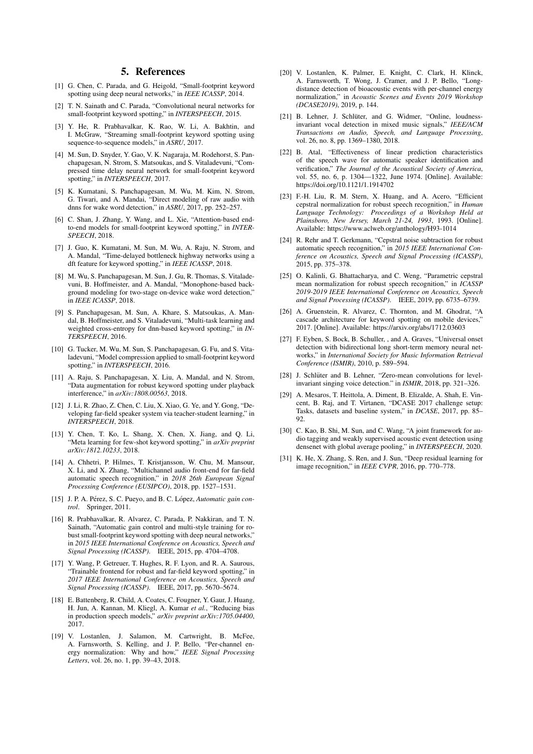# 5. References

[1] G. Chen, C. Parada, and G. Heigold, "Small-footprint keyword spotting using deep neural networks," in *IEEE ICASSP*, 2014.

[2] T. N. Sainath and C. Parada, "Convolutional neural networks for small-footprint keyword spotting," in *INTERSPEECH*, 2015.

[3] Y. He, R. Prabhavalkar, K. Rao, W. Li, A. Bakhtin, and I. McGraw, "Streaming small-footprint keyword spotting using sequence-to-sequence models," in *ASRU*, 2017.

[4] M. Sun, D. Snyder, Y. Gao, V. K. Nagaraja, M. Rodehorst, S. Panchapagesan, N. Strom, S. Matsoukas, and S. Vitaladevuni, "Compressed time delay neural network for small-footprint keyword spotting," in *INTERSPEECH*, 2017.

[5] K. Kumatani, S. Panchapagesan, M. Wu, M. Kim, N. Strom, G. Tiwari, and A. Mandai, "Direct modeling of raw audio with dnns for wake word detection," in *ASRU*, 2017, pp. 252–257.

[6] C. Shan, J. Zhang, Y. Wang, and L. Xie, "Attention-based end-to-end models for small-footprint keyword spotting," in *INTERSPEECH*, 2018.

[7] J. Guo, K. Kumatani, M. Sun, M. Wu, A. Raju, N. Strom, and A. Mandal, "Time-delayed bottleneck highway networks using a dft feature for keyword spotting," in *IEEE ICASSP*, 2018.

[8] M. Wu, S. Panchapagesan, M. Sun, J. Gu, R. Thomas, S. Vitaladevuni, B. Hoffmeister, and A. Mandal, "Monophone-based background modeling for two-stage on-device wake word detection," in *IEEE ICASSP*, 2018.

[9] S. Panchapagesan, M. Sun, A. Khare, S. Matsoukas, A. Mandal, B. Hoffmeister, and S. Vitaladevuni, "Multi-task learning and weighted cross-entropy for dnn-based keyword spotting," in *INTERSPEECH*, 2016.

[10] G. Tucker, M. Wu, M. Sun, S. Panchapagesan, G. Fu, and S. Vitaladevuni, "Model compression applied to small-footprint keyword spotting," in *INTERSPEECH*, 2016.

[11] A. Raju, S. Panchapagesan, X. Liu, A. Mandal, and N. Strom, "Data augmentation for robust keyword spotting under playback interference," in *arXiv:1808.00563*, 2018.

[12] J. Li, R. Zhao, Z. Chen, C. Liu, X. Xiao, G. Ye, and Y. Gong, "Developing far-field speaker system via teacher-student learning," in *INTERSPEECH*, 2018.

[13] Y. Chen, T. Ko, L. Shang, X. Chen, X. Jiang, and Q. Li, "Meta learning for few-shot keyword spotting," in *arXiv preprint arXiv:1812.10233*, 2018.

[14] A. Chhetri, P. Hilmes, T. Kristjansson, W. Chu, M. Mansour, X. Li, and X. Zhang, "Multichannel audio front-end for far-field automatic speech recognition," in *2018 26th European Signal Processing Conference (EUSIPCO)*, 2018, pp. 1527–1531.

[15] J. P. A. Pérez, S. C. Pueyo, and B. C. López, *Automatic gain control*. Springer, 2011.

[16] R. Prabhavalkar, R. Alvarez, C. Parada, P. Nakkiran, and T. N. Sainath, "Automatic gain control and multi-style training for robust small-footprint keyword spotting with deep neural networks," in *2015 IEEE International Conference on Acoustics, Speech and Signal Processing (ICASSP)*. IEEE, 2015, pp. 4704–4708.

[17] Y. Wang, P. Getreuer, T. Hughes, R. F. Lyon, and R. A. Saurous, "Trainable frontend for robust and far-field keyword spotting," in *2017 IEEE International Conference on Acoustics, Speech and Signal Processing (ICASSP)*. IEEE, 2017, pp. 5670–5674.

[18] E. Battenberg, R. Child, A. Coates, C. Fougner, Y. Gaur, J. Huang, H. Jun, A. Kannan, M. Kliegl, A. Kumar *et al.*, "Reducing bias in production speech models," *arXiv preprint arXiv:1705.04400*, 2017.

[19] V. Lostanlen, J. Salamon, M. Cartwright, B. McFee, A. Farnsworth, S. Kelling, and J. P. Bello, "Per-channel energy normalization: Why and how," *IEEE Signal Processing Letters*, vol. 26, no. 1, pp. 39–43, 2018.

[20] V. Lostanlen, K. Palmer, E. Knight, C. Clark, H. Klinck, A. Farnsworth, T. Wong, J. Cramer, and J. P. Bello, "Long-distance detection of bioacoustic events with per-channel energy normalization," in *Acoustic Scenes and Events 2019 Workshop (DCASE2019)*, 2019, p. 144.

[21] B. Lehner, J. Schlüter, and G. Widmer, "Online, loudness-invariant vocal detection in mixed music signals," *IEEE/ACM Transactions on Audio, Speech, and Language Processing*, vol. 26, no. 8, pp. 1369–1380, 2018.

[22] B. Atal, "Effectiveness of linear prediction characteristics of the speech wave for automatic speaker identification and verification," *The Journal of the Acoustical Society of America*, vol. 55, no. 6, p. 1304—1322, June 1974. [Online]. Available: https://doi.org/10.1121/1.1914702

[23] F.-H. Liu, R. M. Stern, X. Huang, and A. Acero, "Efficient cepstral normalization for robust speech recognition," in *Human Language Technology: Proceedings of a Workshop Held at Plainsboro, New Jersey, March 21-24, 1993*, 1993. [Online]. Available: https://www.aclweb.org/anthology/H93-1014

[24] R. Rehr and T. Gerkmann, "Cepstral noise subtraction for robust automatic speech recognition," in *2015 IEEE International Conference on Acoustics, Speech and Signal Processing (ICASSP)*, 2015, pp. 375–378.

[25] O. Kalinli, G. Bhattacharya, and C. Weng, "Parametric cepstral mean normalization for robust speech recognition," in *ICASSP 2019-2019 IEEE International Conference on Acoustics, Speech and Signal Processing (ICASSP)*. IEEE, 2019, pp. 6735–6739.

[26] A. Gruenstein, R. Alvarez, C. Thornton, and M. Ghodrat, "A cascade architecture for keyword spotting on mobile devices," 2017. [Online]. Available: https://arxiv.org/abs/1712.03603

[27] F. Eyben, S. Bock, B. Schuller, , and A. Graves, "Universal onset detection with bidirectional long short-term memory neural networks," in *International Society for Music Information Retrieval Conference (ISMIR)*, 2010, p. 589–594.

[28] J. Schlüter and B. Lehner, "Zero-mean convolutions for level-invariant singing voice detection." in *ISMIR*, 2018, pp. 321–326.

[29] A. Mesaros, T. Heittola, A. Diment, B. Elizalde, A. Shah, E. Vincent, B. Raj, and T. Virtanen, "DCASE 2017 challenge setup: Tasks, datasets and baseline system," in *DCASE*, 2017, pp. 85–92.

[30] C. Kao, B. Shi, M. Sun, and C. Wang, "A joint framework for audio tagging and weakly supervised acoustic event detection using densenet with global average pooling," in *INTERSPEECH*, 2020.

[31] K. He, X. Zhang, S. Ren, and J. Sun, "Deep residual learning for image recognition," in *IEEE CVPR*, 2016, pp. 770–778.